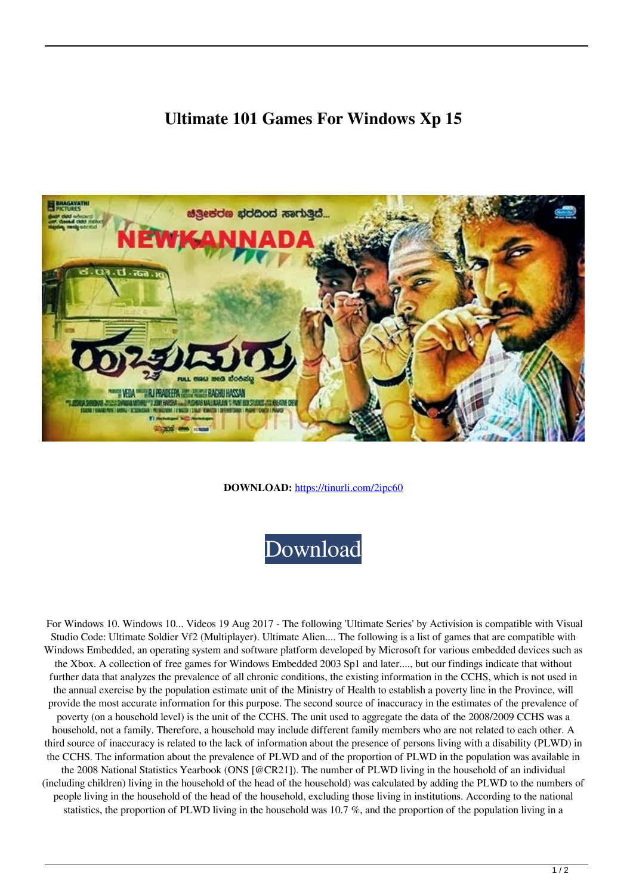# Ultimate 101 Games For Windows Xp 15

**DOWNLOAD:** https://tinurli.com/2ipc60

Download

For Windows 10. Windows 10... Videos 19 Aug 2017 - The following 'Ultimate Series' by Activision is compatible with Visual Studio Code: Ultimate Soldier Vf2 (Multiplayer). Ultimate Alien.... The following is a list of games that are compatible with Windows Embedded, an operating system and software platform developed by Microsoft for various embedded devices such as the Xbox. A collection of free games for Windows Embedded 2003 Sp1 and later...., but our findings indicate that without further data that analyzes the prevalence of all chronic conditions, the existing information in the CCHS, which is not used in the annual exercise by the population estimate unit of the Ministry of Health to establish a poverty line in the Province, will provide the most accurate information for this purpose. The second source of inaccuracy in the estimates of the prevalence of poverty (on a household level) is the unit of the CCHS. The unit used to aggregate the data of the 2008/2009 CCHS was a household, not a family. Therefore, a household may include different family members who are not related to each other. A third source of inaccuracy is related to the lack of information about the presence of persons living with a disability (PLWD) in the CCHS. The information about the prevalence of PLWD and of the proportion of PLWD in the population was available in the 2008 National Statistics Yearbook (ONS [@CR21]). The number of PLWD living in the household of an individual (including children) living in the household of the head of the household) was calculated by adding the PLWD to the numbers of people living in the household of the head of the household, excluding those living in institutions. According to the national statistics, the proportion of PLWD living in the household was 10.7 %, and the proportion of the population living in a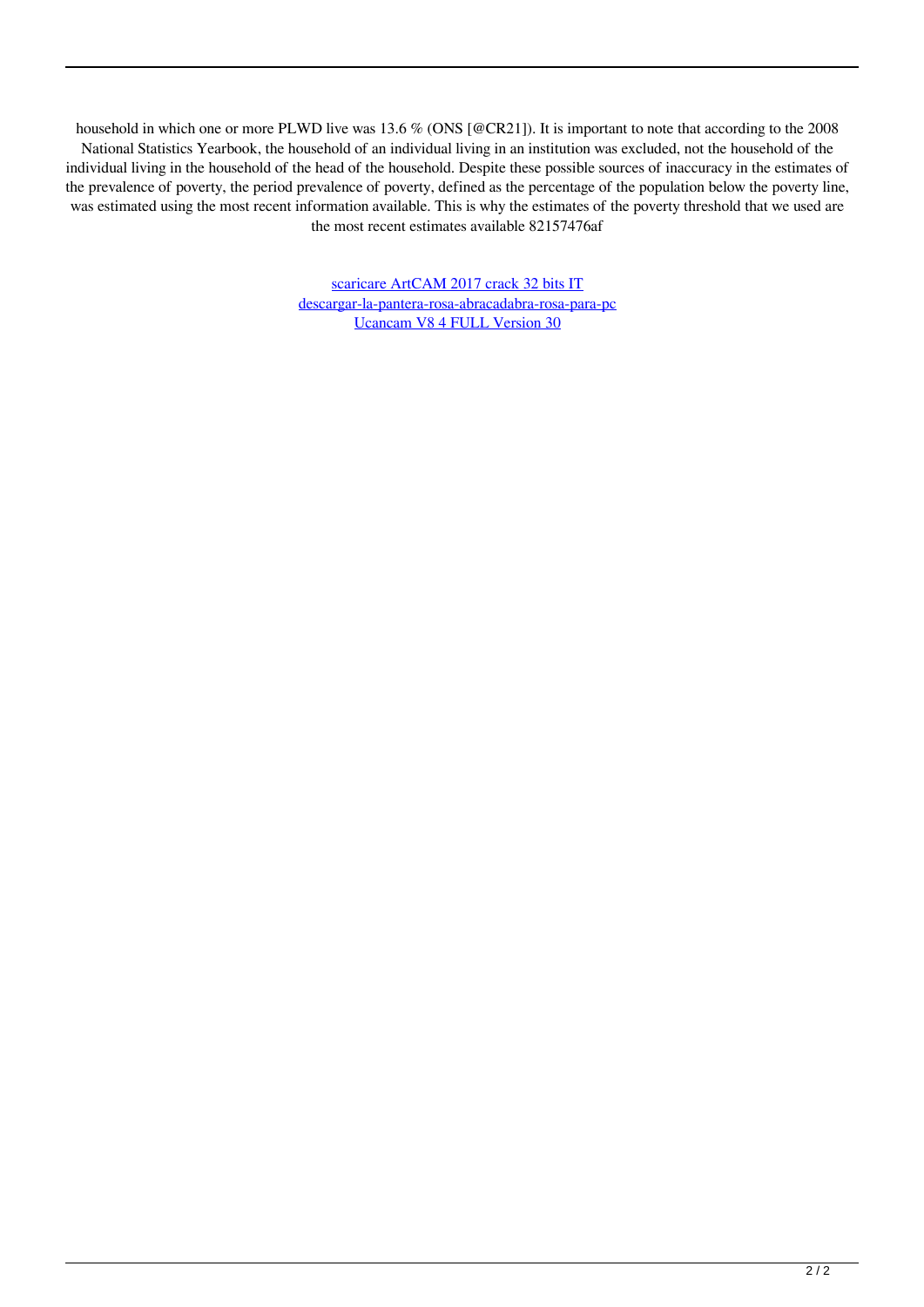household in which one or more PLWD live was 13.6 % (ONS [@CR21]). It is important to note that according to the 2008 National Statistics Yearbook, the household of an individual living in an institution was excluded, not the household of the individual living in the household of the head of the household. Despite these possible sources of inaccuracy in the estimates of the prevalence of poverty, the period prevalence of poverty, defined as the percentage of the population below the poverty line, was estimated using the most recent information available. This is why the estimates of the poverty threshold that we used are the most recent estimates available 82157476af

scaricare ArtCAM 2017 crack 32 bits IT
descargar-la-pantera-rosa-abracadabra-rosa-para-pc
Ucancam V8 4 FULL Version 30